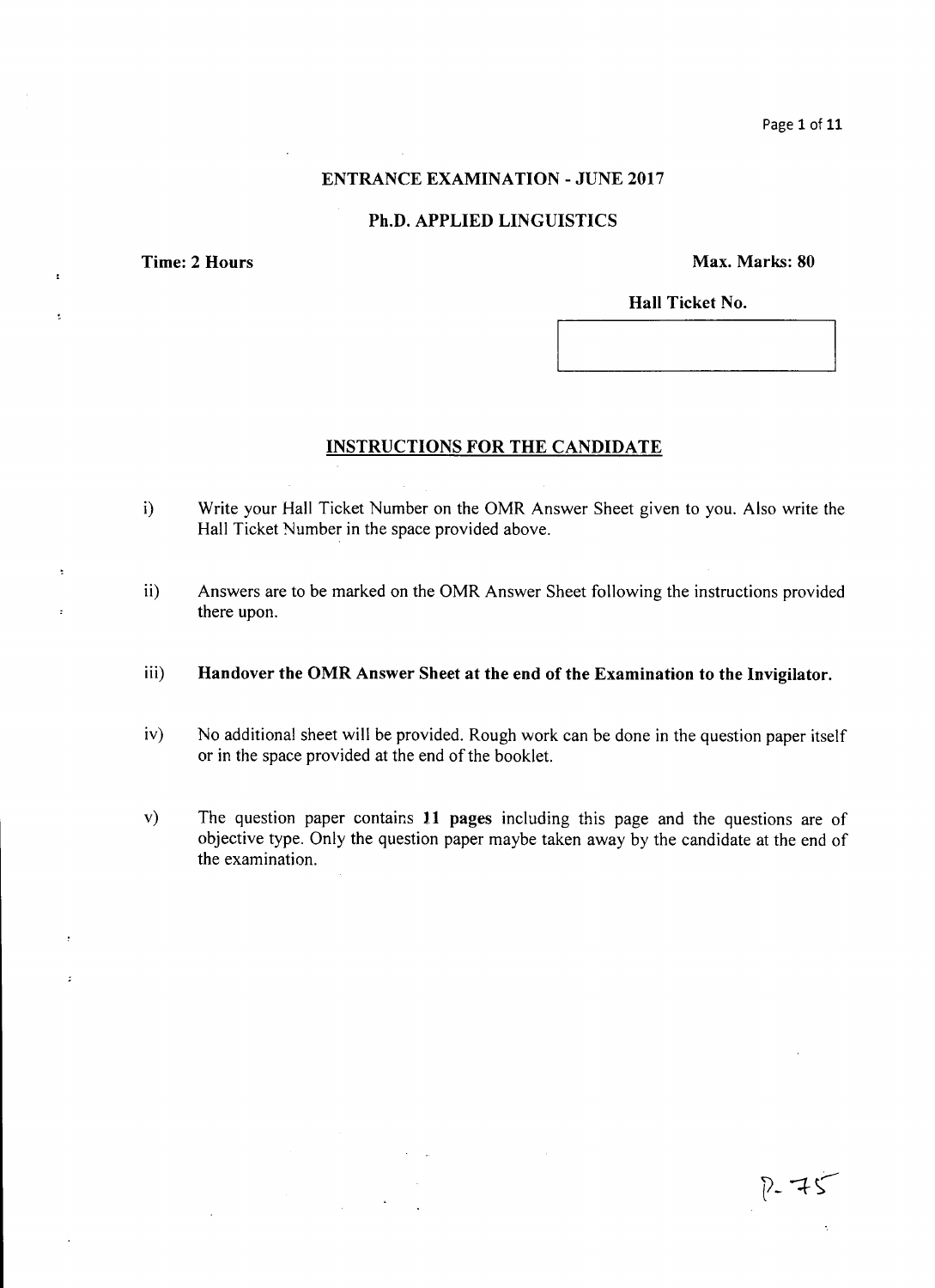## ENTRANCE EXAMINATION - JUNE 2017

## Ph.D. APPLIED LINGUISTICS

**Time: 2 Hours** **Max. Marks: 80**

**Hall Ticket No.**

### INSTRUCTIONS FOR THE CANDIDATE

i) Write your Hall Ticket Number on the OMR Answer Sheet given to you. Also write the Hall Ticket Number in the space provided above.

ii) Answers are to be marked on the OMR Answer Sheet following the instructions provided there upon.

iii) **Handover the OMR Answer Sheet at the end of the Examination to the Invigilator.**

iv) No additional sheet will be provided. Rough work can be done in the question paper itself or in the space provided at the end of the booklet.

v) The question paper contains **11 pages** including this page and the questions are of objective type. Only the question paper maybe taken away by the candidate at the end of the examination.

P-75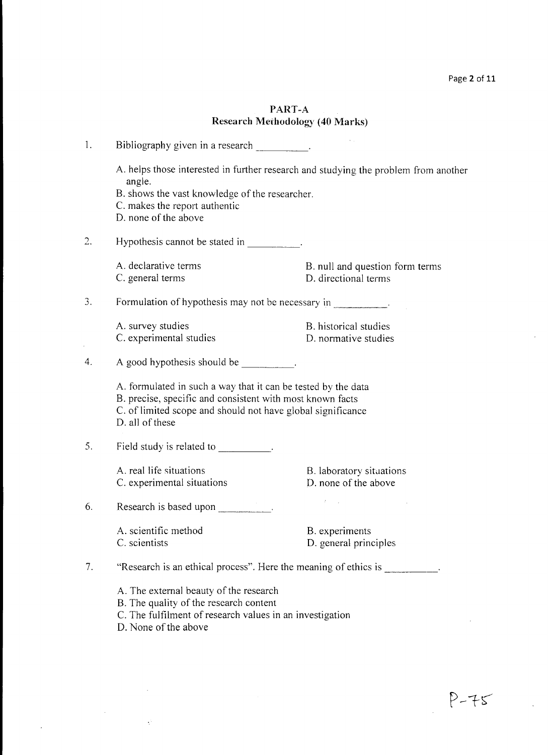## PART-A
## Research Methodology (40 Marks)

1. Bibliography given in a research __________.

   A. helps those interested in further research and studying the problem from another angle.
   B. shows the vast knowledge of the researcher.
   C. makes the report authentic
   D. none of the above

2. Hypothesis cannot be stated in __________.

   A. declarative terms
   B. null and question form terms
   C. general terms
   D. directional terms

3. Formulation of hypothesis may not be necessary in __________.

   A. survey studies
   B. historical studies
   C. experimental studies
   D. normative studies

4. A good hypothesis should be __________.

   A. formulated in such a way that it can be tested by the data
   B. precise, specific and consistent with most known facts
   C. of limited scope and should not have global significance
   D. all of these

5. Field study is related to __________.

   A. real life situations
   B. laboratory situations
   C. experimental situations
   D. none of the above

6. Research is based upon __________.

   A. scientific method
   B. experiments
   C. scientists
   D. general principles

7. "Research is an ethical process". Here the meaning of ethics is __________.

   A. The external beauty of the research
   B. The quality of the research content
   C. The fulfilment of research values in an investigation
   D. None of the above

P-75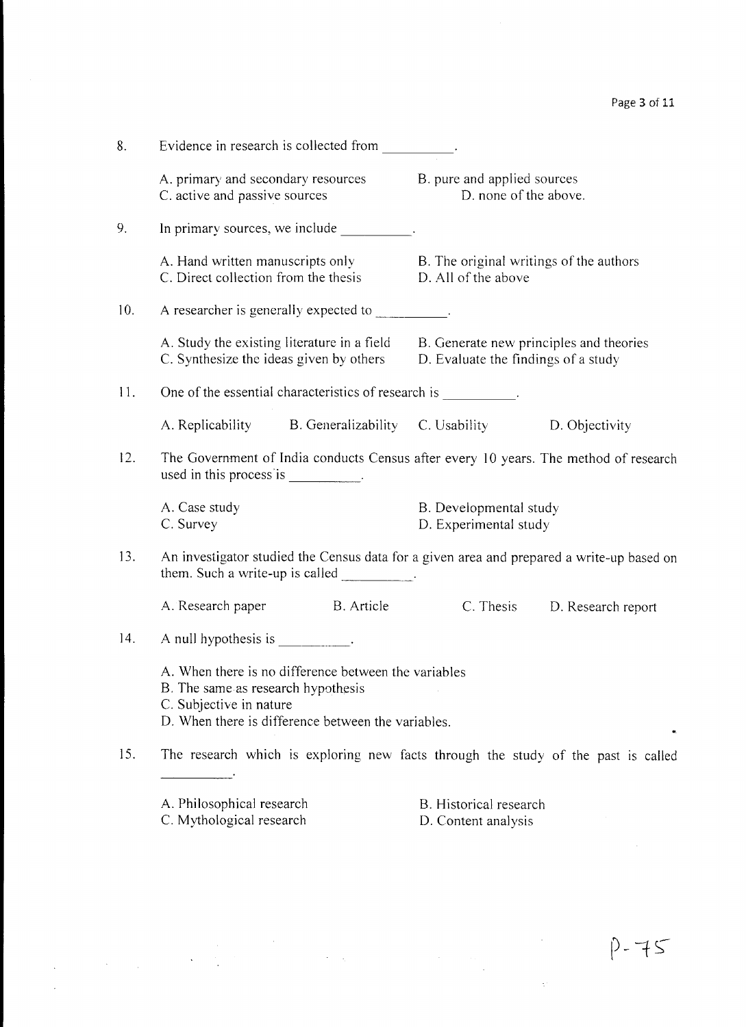8. Evidence in research is collected from __________.

   A. primary and secondary resources
   B. pure and applied sources
   C. active and passive sources
   D. none of the above.

9. In primary sources, we include __________.

   A. Hand written manuscripts only
   B. The original writings of the authors
   C. Direct collection from the thesis
   D. All of the above

10. A researcher is generally expected to __________.

    A. Study the existing literature in a field
    B. Generate new principles and theories
    C. Synthesize the ideas given by others
    D. Evaluate the findings of a study

11. One of the essential characteristics of research is __________.

    A. Replicability
    B. Generalizability
    C. Usability
    D. Objectivity

12. The Government of India conducts Census after every 10 years. The method of research used in this process is __________.

    A. Case study
    B. Developmental study
    C. Survey
    D. Experimental study

13. An investigator studied the Census data for a given area and prepared a write-up based on them. Such a write-up is called __________.

    A. Research paper
    B. Article
    C. Thesis
    D. Research report

14. A null hypothesis is __________.

    A. When there is no difference between the variables
    B. The same as research hypothesis
    C. Subjective in nature
    D. When there is difference between the variables.

15. The research which is exploring new facts through the study of the past is called __________.

    A. Philosophical research
    B. Historical research
    C. Mythological research
    D. Content analysis

P-75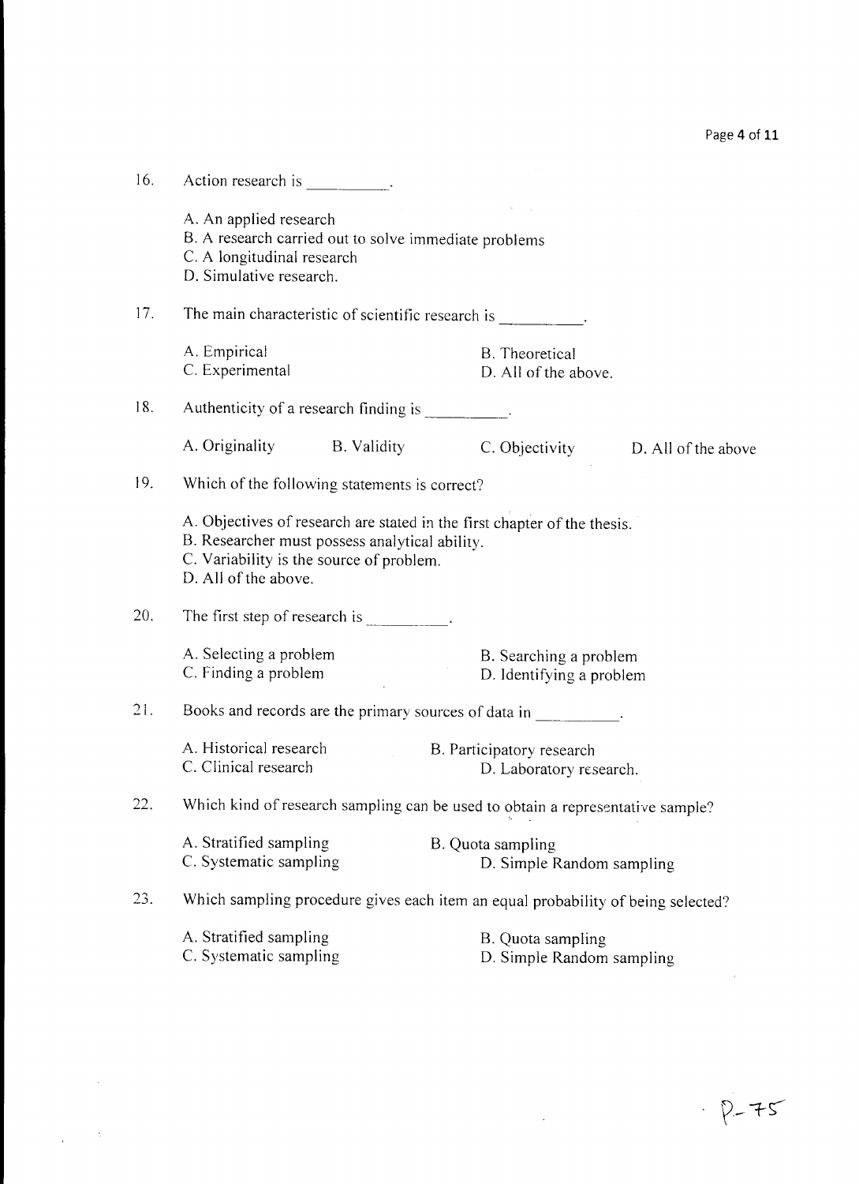16. Action research is __________.

A. An applied research
B. A research carried out to solve immediate problems
C. A longitudinal research
D. Simulative research.

17. The main characteristic of scientific research is __________.

A. Empirical
B. Theoretical
C. Experimental
D. All of the above.

18. Authenticity of a research finding is __________.

A. Originality
B. Validity
C. Objectivity
D. All of the above

19. Which of the following statements is correct?

A. Objectives of research are stated in the first chapter of the thesis.
B. Researcher must possess analytical ability.
C. Variability is the source of problem.
D. All of the above.

20. The first step of research is __________.

A. Selecting a problem
B. Searching a problem
C. Finding a problem
D. Identifying a problem

21. Books and records are the primary sources of data in __________.

A. Historical research
B. Participatory research
C. Clinical research
D. Laboratory research.

22. Which kind of research sampling can be used to obtain a representative sample?

A. Stratified sampling
B. Quota sampling
C. Systematic sampling
D. Simple Random sampling

23. Which sampling procedure gives each item an equal probability of being selected?

A. Stratified sampling
B. Quota sampling
C. Systematic sampling
D. Simple Random sampling

P-75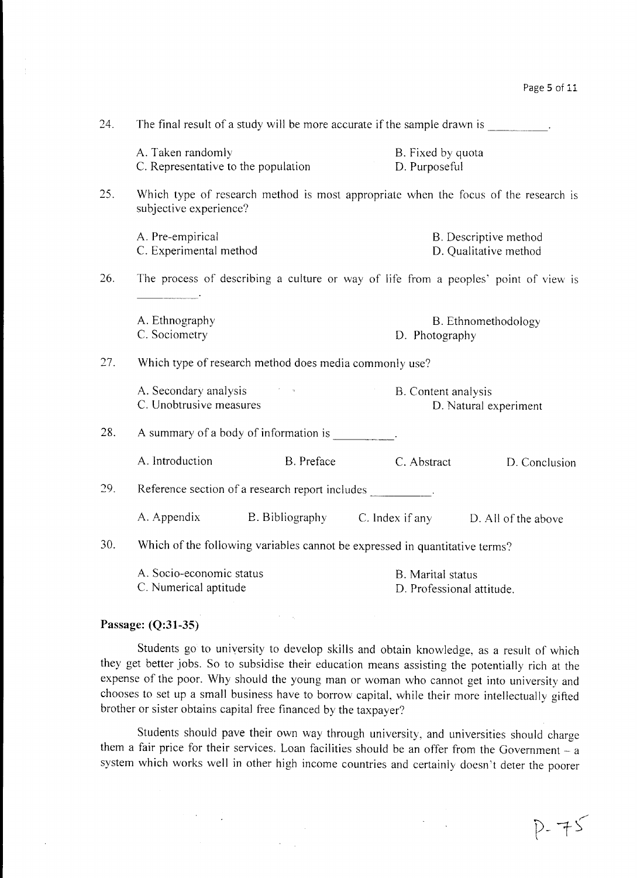24. The final result of a study will be more accurate if the sample drawn is __________.

A. Taken randomly  
B. Fixed by quota  
C. Representative to the population  
D. Purposeful

25. Which type of research method is most appropriate when the focus of the research is subjective experience?

A. Pre-empirical  
B. Descriptive method  
C. Experimental method  
D. Qualitative method

26. The process of describing a culture or way of life from a peoples' point of view is __________.

A. Ethnography  
B. Ethnomethodology  
C. Sociometry  
D. Photography

27. Which type of research method does media commonly use?

A. Secondary analysis  
B. Content analysis  
C. Unobtrusive measures  
D. Natural experiment

28. A summary of a body of information is __________.

A. Introduction  
B. Preface  
C. Abstract  
D. Conclusion

29. Reference section of a research report includes __________.

A. Appendix  
B. Bibliography  
C. Index if any  
D. All of the above

30. Which of the following variables cannot be expressed in quantitative terms?

A. Socio-economic status  
B. Marital status  
C. Numerical aptitude  
D. Professional attitude.

**Passage: (Q:31-35)**

Students go to university to develop skills and obtain knowledge, as a result of which they get better jobs. So to subsidise their education means assisting the potentially rich at the expense of the poor. Why should the young man or woman who cannot get into university and chooses to set up a small business have to borrow capital, while their more intellectually gifted brother or sister obtains capital free financed by the taxpayer?

Students should pave their own way through university, and universities should charge them a fair price for their services. Loan facilities should be an offer from the Government – a system which works well in other high income countries and certainly doesn't deter the poorer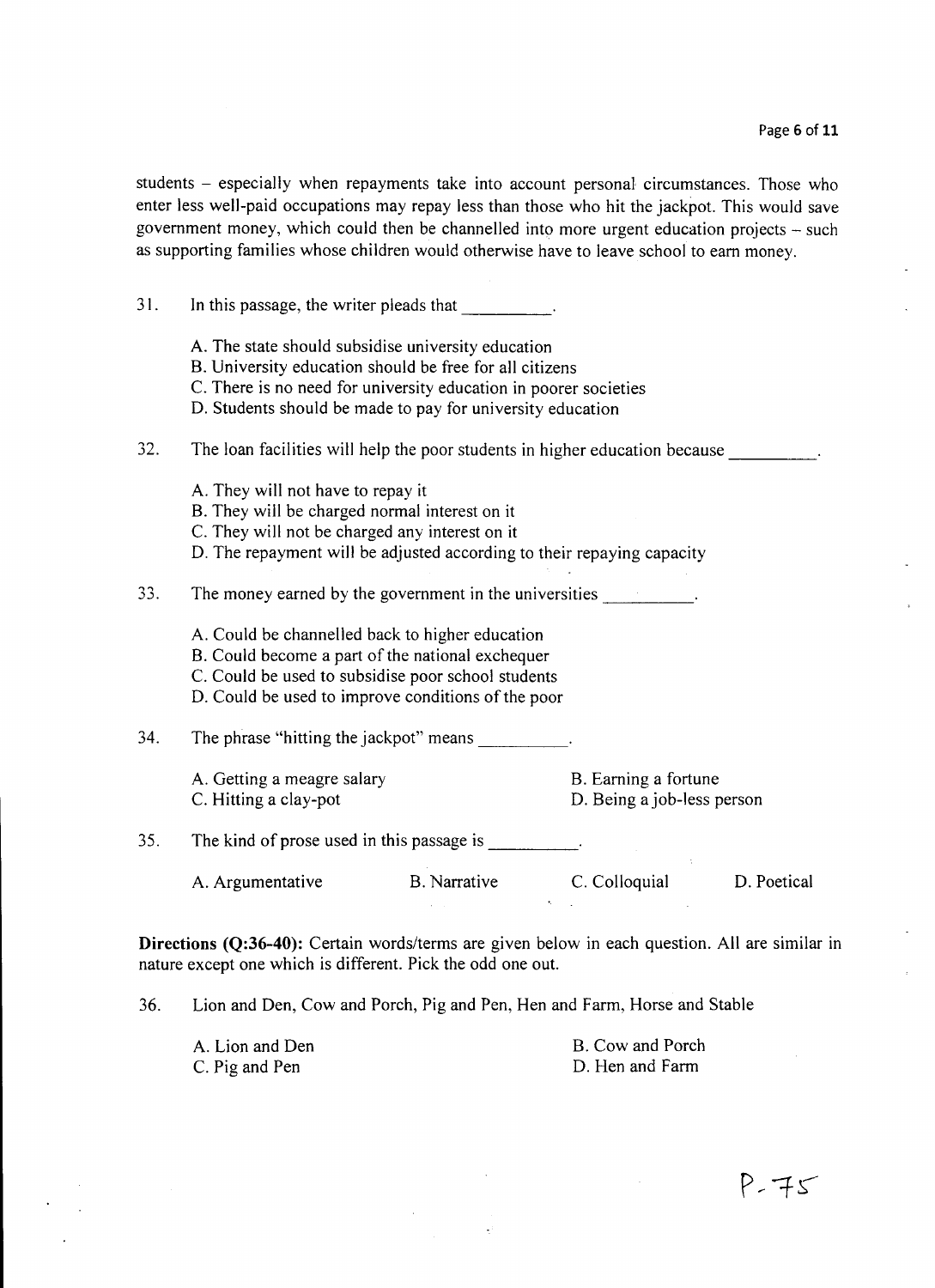students – especially when repayments take into account personal circumstances. Those who enter less well-paid occupations may repay less than those who hit the jackpot. This would save government money, which could then be channelled into more urgent education projects – such as supporting families whose children would otherwise have to leave school to earn money.

31. In this passage, the writer pleads that __________.

   A. The state should subsidise university education
   B. University education should be free for all citizens
   C. There is no need for university education in poorer societies
   D. Students should be made to pay for university education

32. The loan facilities will help the poor students in higher education because __________.

   A. They will not have to repay it
   B. They will be charged normal interest on it
   C. They will not be charged any interest on it
   D. The repayment will be adjusted according to their repaying capacity

33. The money earned by the government in the universities __________.

   A. Could be channelled back to higher education
   B. Could become a part of the national exchequer
   C. Could be used to subsidise poor school students
   D. Could be used to improve conditions of the poor

34. The phrase "hitting the jackpot" means __________.

   A. Getting a meagre salary
   B. Earning a fortune
   C. Hitting a clay-pot
   D. Being a job-less person

35. The kind of prose used in this passage is __________.

   A. Argumentative
   B. Narrative
   C. Colloquial
   D. Poetical

**Directions (Q:36-40):** Certain words/terms are given below in each question. All are similar in nature except one which is different. Pick the odd one out.

36. Lion and Den, Cow and Porch, Pig and Pen, Hen and Farm, Horse and Stable

   A. Lion and Den
   B. Cow and Porch
   C. Pig and Pen
   D. Hen and Farm

P-75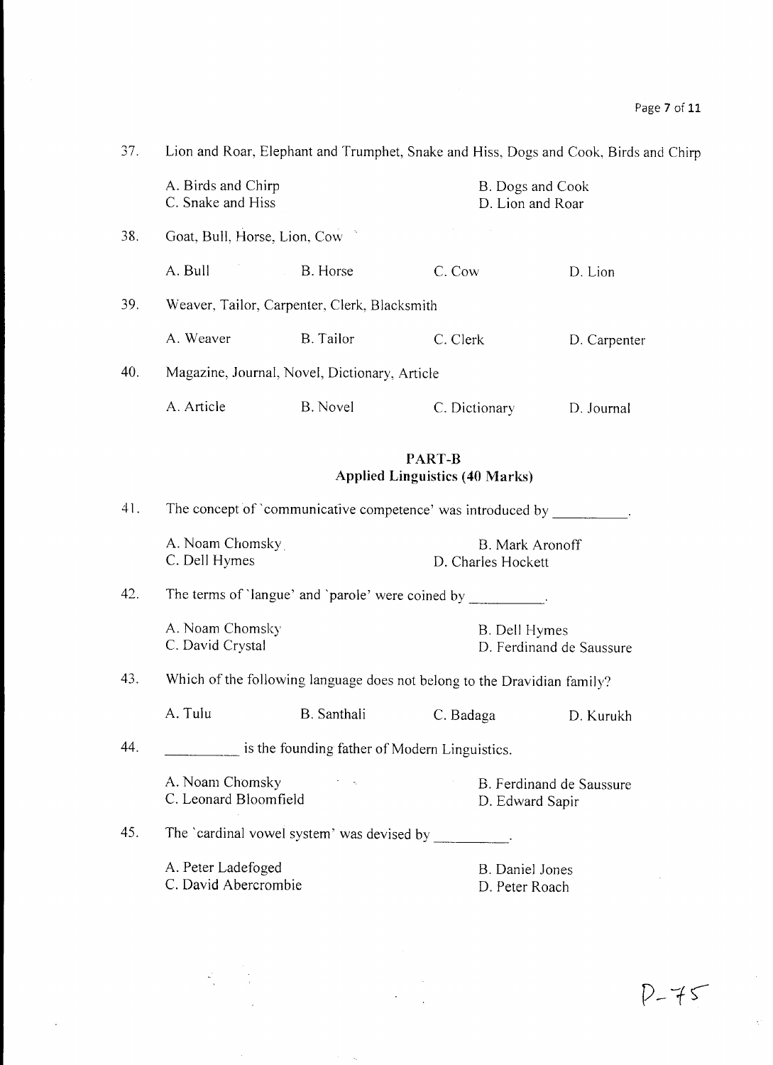37. Lion and Roar, Elephant and Trumphet, Snake and Hiss, Dogs and Cook, Birds and Chirp

A. Birds and Chirp | B. Dogs and Cook
C. Snake and Hiss | D. Lion and Roar

38. Goat, Bull, Horse, Lion, Cow

A. Bull | B. Horse | C. Cow | D. Lion

39. Weaver, Tailor, Carpenter, Clerk, Blacksmith

A. Weaver | B. Tailor | C. Clerk | D. Carpenter

40. Magazine, Journal, Novel, Dictionary, Article

A. Article | B. Novel | C. Dictionary | D. Journal

## PART-B
### Applied Linguistics (40 Marks)

41. The concept of 'communicative competence' was introduced by __________.

A. Noam Chomsky | B. Mark Aronoff
C. Dell Hymes | D. Charles Hockett

42. The terms of 'langue' and 'parole' were coined by __________.

A. Noam Chomsky | B. Dell Hymes
C. David Crystal | D. Ferdinand de Saussure

43. Which of the following language does not belong to the Dravidian family?

A. Tulu | B. Santhali | C. Badaga | D. Kurukh

44. __________ is the founding father of Modern Linguistics.

A. Noam Chomsky | B. Ferdinand de Saussure
C. Leonard Bloomfield | D. Edward Sapir

45. The 'cardinal vowel system' was devised by __________.

A. Peter Ladefoged | B. Daniel Jones
C. David Abercrombie | D. Peter Roach

P-75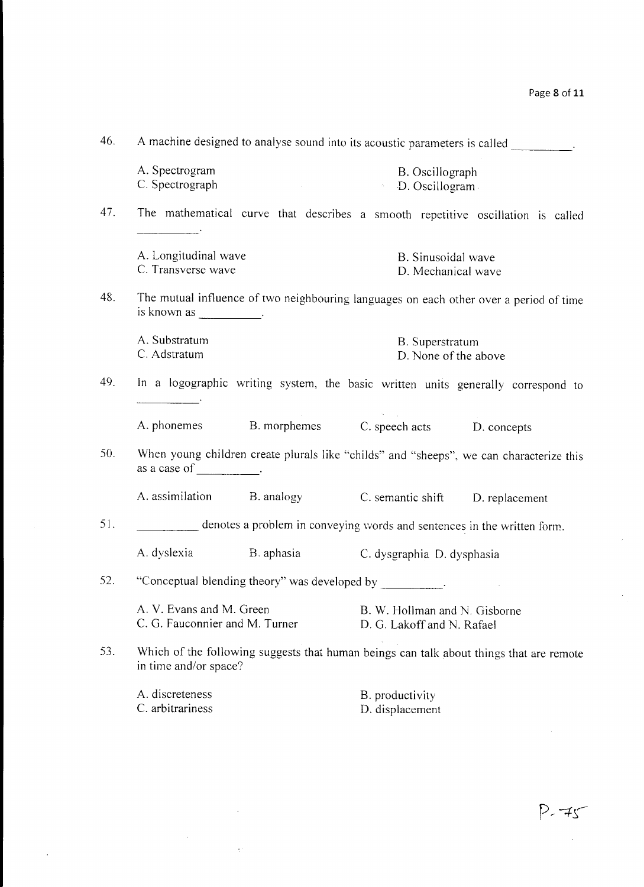46. A machine designed to analyse sound into its acoustic parameters is called _________.

A. Spectrogram
B. Oscillograph
C. Spectrograph
D. Oscillogram

47. The mathematical curve that describes a smooth repetitive oscillation is called _________.

A. Longitudinal wave
B. Sinusoidal wave
C. Transverse wave
D. Mechanical wave

48. The mutual influence of two neighbouring languages on each other over a period of time is known as _________.

A. Substratum
B. Superstratum
C. Adstratum
D. None of the above

49. In a logographic writing system, the basic written units generally correspond to _________.

A. phonemes
B. morphemes
C. speech acts
D. concepts

50. When young children create plurals like "childs" and "sheeps", we can characterize this as a case of _________.

A. assimilation
B. analogy
C. semantic shift
D. replacement

51. _________ denotes a problem in conveying words and sentences in the written form.

A. dyslexia
B. aphasia
C. dysgraphia
D. dysphasia

52. "Conceptual blending theory" was developed by _________.

A. V. Evans and M. Green
B. W. Hollman and N. Gisborne
C. G. Fauconnier and M. Turner
D. G. Lakoff and N. Rafael

53. Which of the following suggests that human beings can talk about things that are remote in time and/or space?

A. discreteness
B. productivity
C. arbitrariness
D. displacement

P-75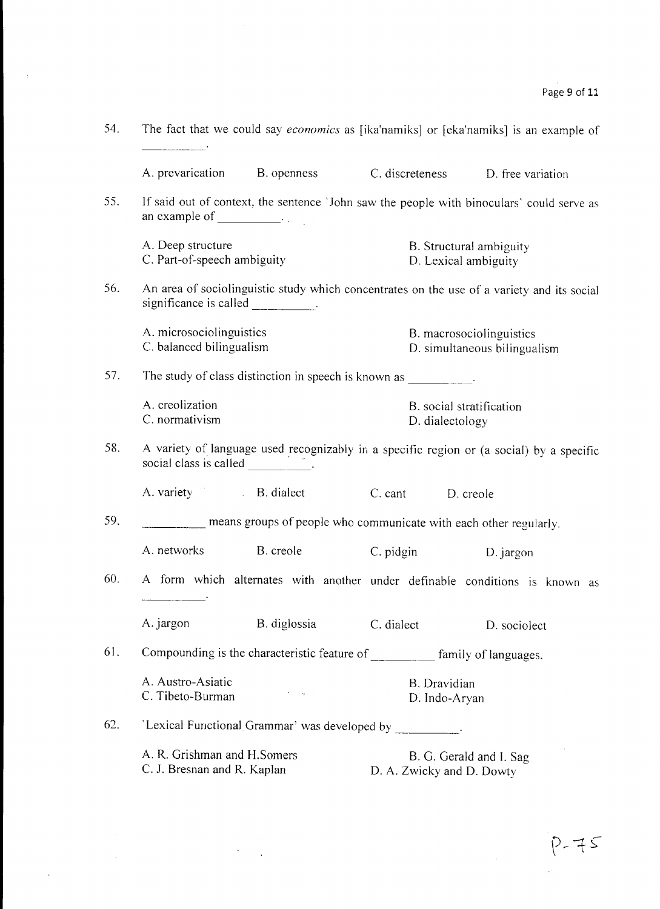54. The fact that we could say *economics* as [ika'namiks] or [eka'namiks] is an example of ________.

A. prevarication  B. openness  C. discreteness  D. free variation

55. If said out of context, the sentence 'John saw the people with binoculars' could serve as an example of ________.

A. Deep structure  B. Structural ambiguity
C. Part-of-speech ambiguity  D. Lexical ambiguity

56. An area of sociolinguistic study which concentrates on the use of a variety and its social significance is called ________.

A. microsociolinguistics  B. macrosociolinguistics
C. balanced bilingualism  D. simultaneous bilingualism

57. The study of class distinction in speech is known as ________.

A. creolization  B. social stratification
C. normativism  D. dialectology

58. A variety of language used recognizably in a specific region or (a social) by a specific social class is called ________.

A. variety  B. dialect  C. cant  D. creole

59. ________ means groups of people who communicate with each other regularly.

A. networks  B. creole  C. pidgin  D. jargon

60. A form which alternates with another under definable conditions is known as ________.

A. jargon  B. diglossia  C. dialect  D. sociolect

61. Compounding is the characteristic feature of ________ family of languages.

A. Austro-Asiatic  B. Dravidian
C. Tibeto-Burman  D. Indo-Aryan

62. 'Lexical Functional Grammar' was developed by ________.

A. R. Grishman and H.Somers  B. G. Gerald and I. Sag
C. J. Bresnan and R. Kaplan  D. A. Zwicky and D. Dowty

P-75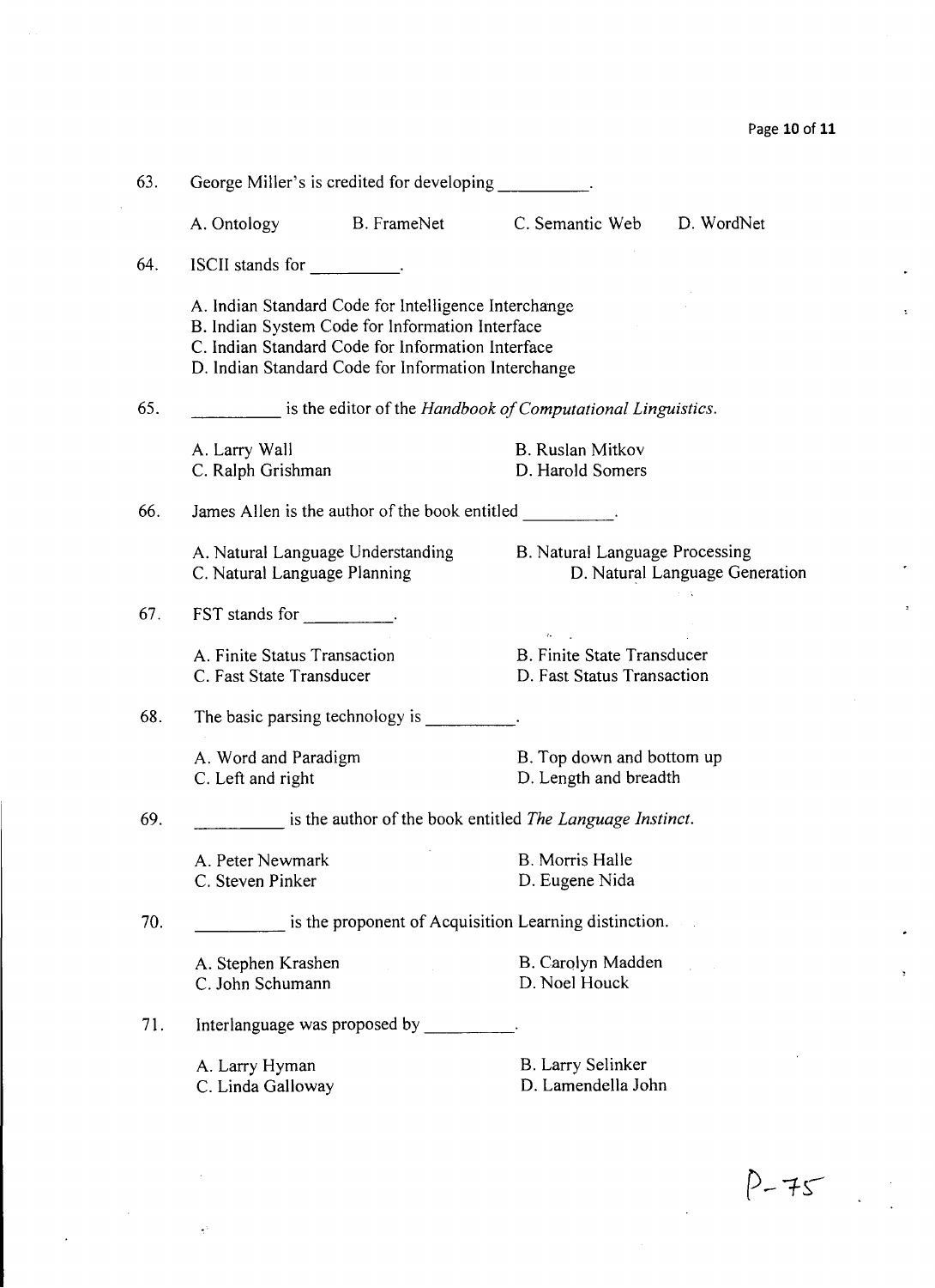63. George Miller's is credited for developing __________.

A. Ontology  B. FrameNet  C. Semantic Web  D. WordNet

64. ISCII stands for __________.

A. Indian Standard Code for Intelligence Interchange
B. Indian System Code for Information Interface
C. Indian Standard Code for Information Interface
D. Indian Standard Code for Information Interchange

65. __________ is the editor of the *Handbook of Computational Linguistics*.

A. Larry Wall  B. Ruslan Mitkov
C. Ralph Grishman  D. Harold Somers

66. James Allen is the author of the book entitled __________.

A. Natural Language Understanding  B. Natural Language Processing
C. Natural Language Planning  D. Natural Language Generation

67. FST stands for __________.

A. Finite Status Transaction  B. Finite State Transducer
C. Fast State Transducer  D. Fast Status Transaction

68. The basic parsing technology is __________.

A. Word and Paradigm  B. Top down and bottom up
C. Left and right  D. Length and breadth

69. __________ is the author of the book entitled *The Language Instinct*.

A. Peter Newmark  B. Morris Halle
C. Steven Pinker  D. Eugene Nida

70. __________ is the proponent of Acquisition Learning distinction.

A. Stephen Krashen  B. Carolyn Madden
C. John Schumann  D. Noel Houck

71. Interlanguage was proposed by __________.

A. Larry Hyman  B. Larry Selinker
C. Linda Galloway  D. Lamendella John

P-75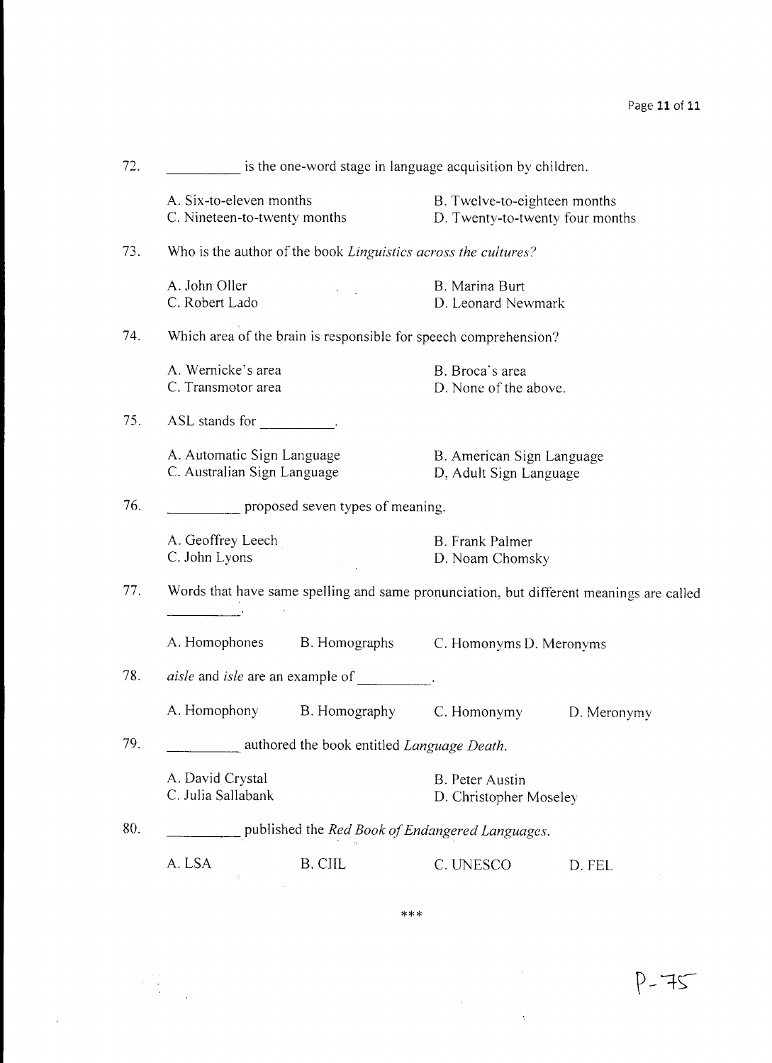72. __________ is the one-word stage in language acquisition by children.

A. Six-to-eleven months
B. Twelve-to-eighteen months
C. Nineteen-to-twenty months
D. Twenty-to-twenty four months

73. Who is the author of the book *Linguistics across the cultures?*

A. John Oller
B. Marina Burt
C. Robert Lado
D. Leonard Newmark

74. Which area of the brain is responsible for speech comprehension?

A. Wernicke's area
B. Broca's area
C. Transmotor area
D. None of the above.

75. ASL stands for __________.

A. Automatic Sign Language
B. American Sign Language
C. Australian Sign Language
D, Adult Sign Language

76. __________ proposed seven types of meaning.

A. Geoffrey Leech
B. Frank Palmer
C. John Lyons
D. Noam Chomsky

77. Words that have same spelling and same pronunciation, but different meanings are called __________.

A. Homophones
B. Homographs
C. Homonyms
D. Meronyms

78. *aisle* and *isle* are an example of __________.

A. Homophony
B. Homography
C. Homonymy
D. Meronymy

79. __________ authored the book entitled *Language Death.*

A. David Crystal
B. Peter Austin
C. Julia Sallabank
D. Christopher Moseley

80. __________ published the *Red Book of Endangered Languages.*

A. LSA
B. CIIL
C. UNESCO
D. FEL

***

P-75